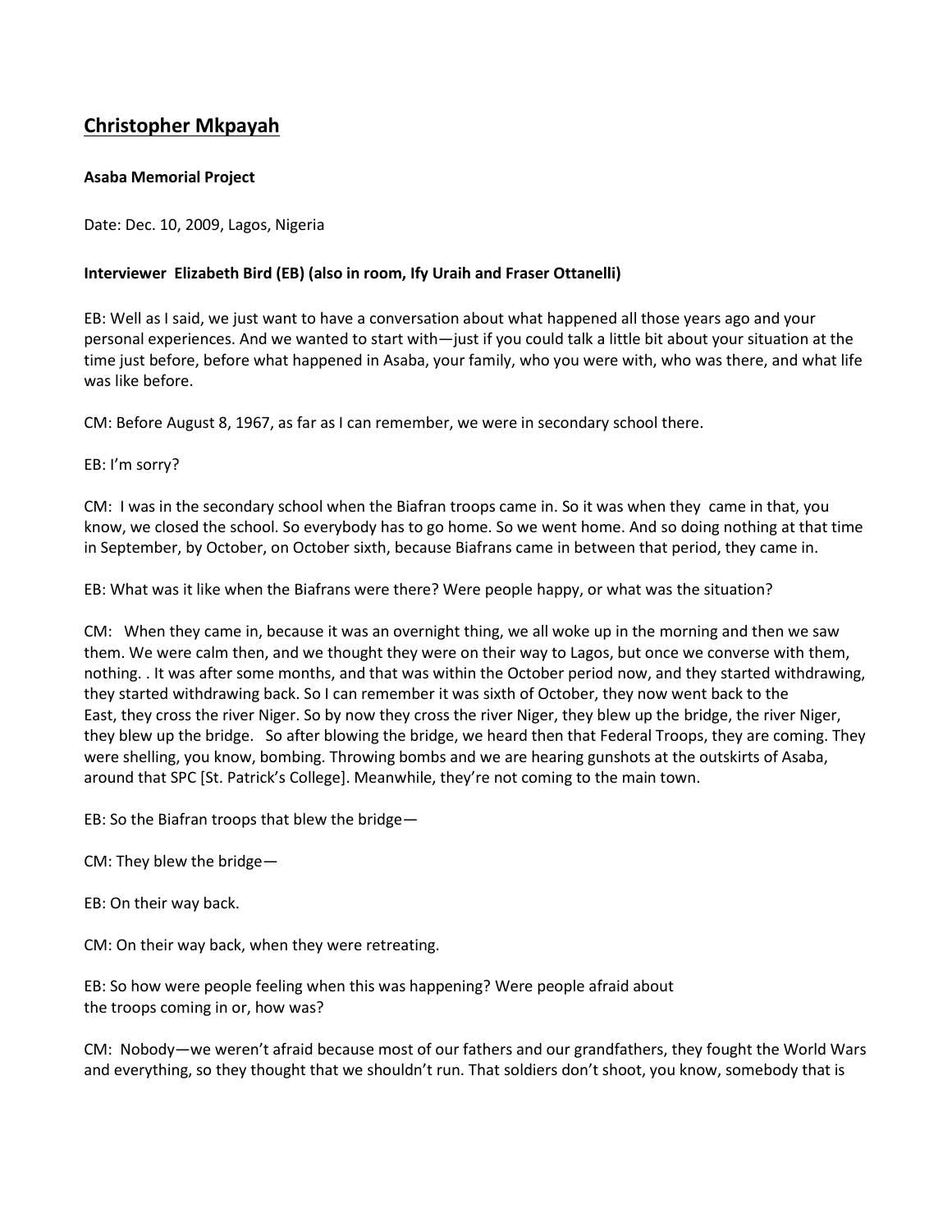# Christopher Mkpayah

**Asaba Memorial Project**

Date: Dec. 10, 2009, Lagos, Nigeria

**Interviewer Elizabeth Bird (EB) (also in room, Ify Uraih and Fraser Ottanelli)**

EB: Well as I said, we just want to have a conversation about what happened all those years ago and your personal experiences. And we wanted to start with—just if you could talk a little bit about your situation at the time just before, before what happened in Asaba, your family, who you were with, who was there, and what life was like before.

CM: Before August 8, 1967, as far as I can remember, we were in secondary school there.

EB: I'm sorry?

CM: I was in the secondary school when the Biafran troops came in. So it was when they came in that, you know, we closed the school. So everybody has to go home. So we went home. And so doing nothing at that time in September, by October, on October sixth, because Biafrans came in between that period, they came in.

EB: What was it like when the Biafrans were there? Were people happy, or what was the situation?

CM: When they came in, because it was an overnight thing, we all woke up in the morning and then we saw them. We were calm then, and we thought they were on their way to Lagos, but once we converse with them, nothing. . It was after some months, and that was within the October period now, and they started withdrawing, they started withdrawing back. So I can remember it was sixth of October, they now went back to the East, they cross the river Niger. So by now they cross the river Niger, they blew up the bridge, the river Niger, they blew up the bridge. So after blowing the bridge, we heard then that Federal Troops, they are coming. They were shelling, you know, bombing. Throwing bombs and we are hearing gunshots at the outskirts of Asaba, around that SPC [St. Patrick's College]. Meanwhile, they're not coming to the main town.

EB: So the Biafran troops that blew the bridge—

CM: They blew the bridge—

EB: On their way back.

CM: On their way back, when they were retreating.

EB: So how were people feeling when this was happening? Were people afraid about the troops coming in or, how was?

CM: Nobody—we weren't afraid because most of our fathers and our grandfathers, they fought the World Wars and everything, so they thought that we shouldn't run. That soldiers don't shoot, you know, somebody that is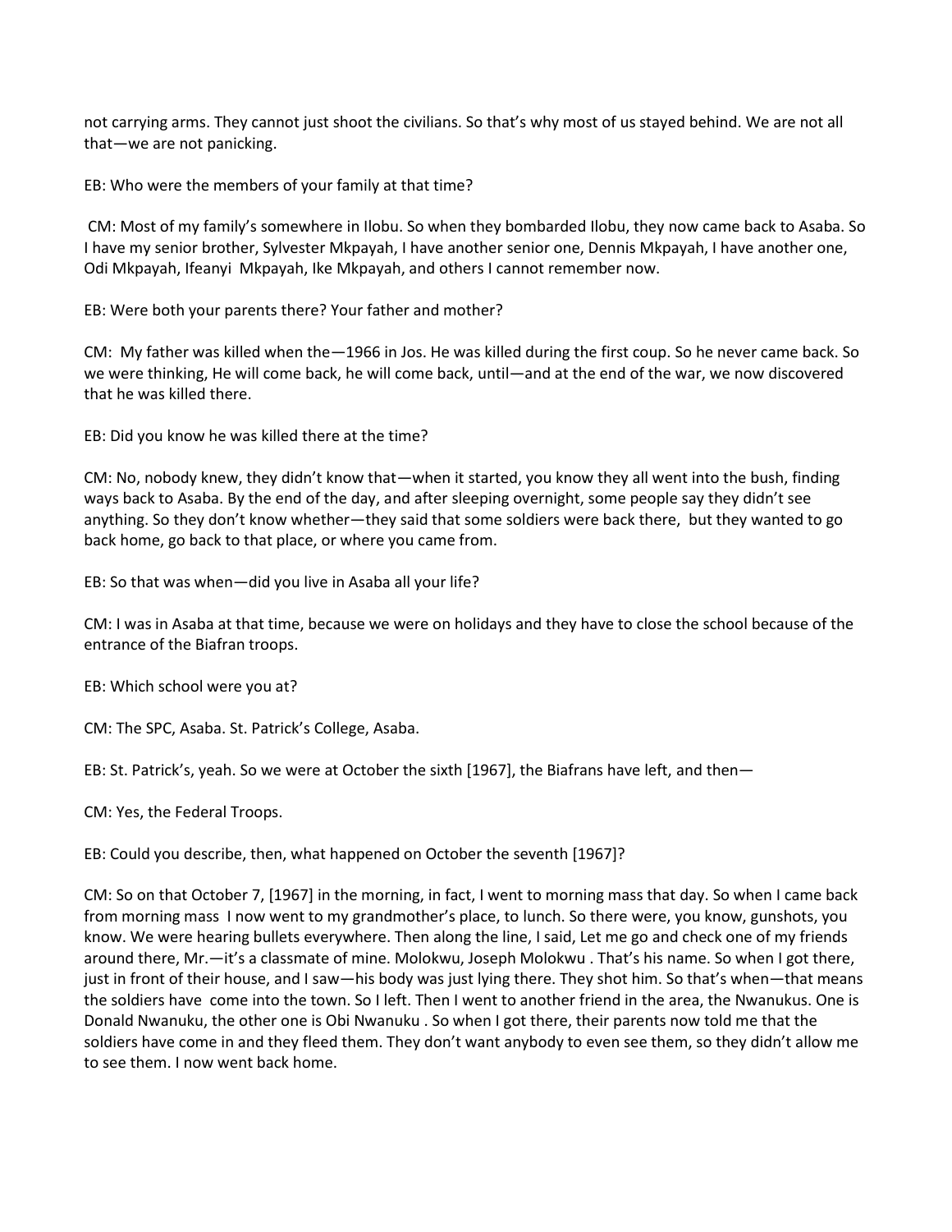not carrying arms. They cannot just shoot the civilians. So that's why most of us stayed behind. We are not all that—we are not panicking.

EB: Who were the members of your family at that time?

CM: Most of my family's somewhere in Ilobu. So when they bombarded Ilobu, they now came back to Asaba. So I have my senior brother, Sylvester Mkpayah, I have another senior one, Dennis Mkpayah, I have another one, Odi Mkpayah, Ifeanyi Mkpayah, Ike Mkpayah, and others I cannot remember now.

EB: Were both your parents there? Your father and mother?

CM: My father was killed when the—1966 in Jos. He was killed during the first coup. So he never came back. So we were thinking, He will come back, he will come back, until—and at the end of the war, we now discovered that he was killed there.

EB: Did you know he was killed there at the time?

CM: No, nobody knew, they didn't know that—when it started, you know they all went into the bush, finding ways back to Asaba. By the end of the day, and after sleeping overnight, some people say they didn't see anything. So they don't know whether—they said that some soldiers were back there, but they wanted to go back home, go back to that place, or where you came from.

EB: So that was when—did you live in Asaba all your life?

CM: I was in Asaba at that time, because we were on holidays and they have to close the school because of the entrance of the Biafran troops.

EB: Which school were you at?

CM: The SPC, Asaba. St. Patrick's College, Asaba.

EB: St. Patrick's, yeah. So we were at October the sixth [1967], the Biafrans have left, and then—

CM: Yes, the Federal Troops.

EB: Could you describe, then, what happened on October the seventh [1967]?

CM: So on that October 7, [1967] in the morning, in fact, I went to morning mass that day. So when I came back from morning mass I now went to my grandmother's place, to lunch. So there were, you know, gunshots, you know. We were hearing bullets everywhere. Then along the line, I said, Let me go and check one of my friends around there, Mr.—it's a classmate of mine. Molokwu, Joseph Molokwu . That's his name. So when I got there, just in front of their house, and I saw—his body was just lying there. They shot him. So that's when—that means the soldiers have come into the town. So I left. Then I went to another friend in the area, the Nwanukus. One is Donald Nwanuku, the other one is Obi Nwanuku . So when I got there, their parents now told me that the soldiers have come in and they fleed them. They don't want anybody to even see them, so they didn't allow me to see them. I now went back home.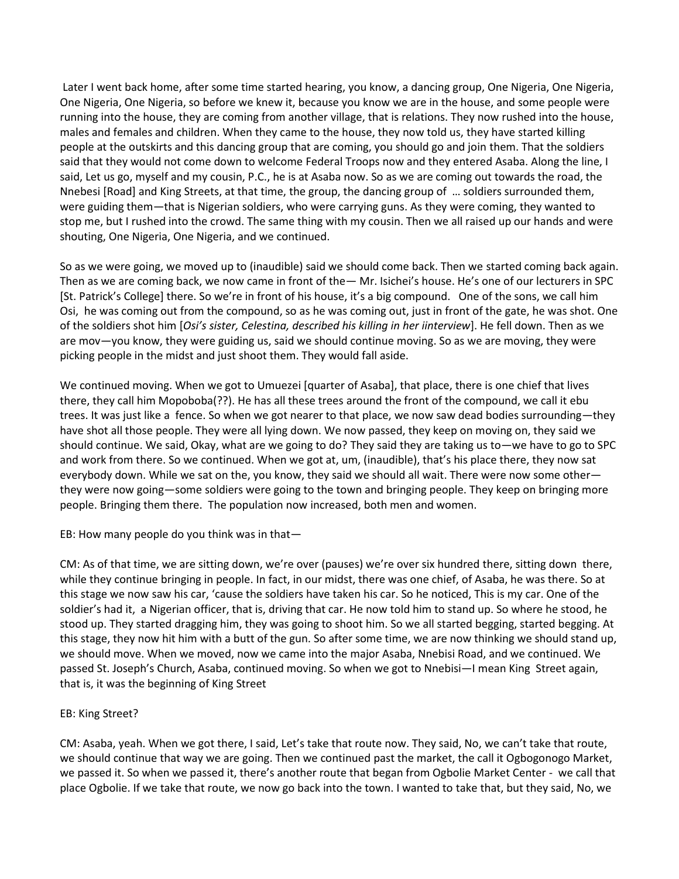Later I went back home, after some time started hearing, you know, a dancing group, One Nigeria, One Nigeria, One Nigeria, One Nigeria, so before we knew it, because you know we are in the house, and some people were running into the house, they are coming from another village, that is relations. They now rushed into the house, males and females and children. When they came to the house, they now told us, they have started killing people at the outskirts and this dancing group that are coming, you should go and join them. That the soldiers said that they would not come down to welcome Federal Troops now and they entered Asaba. Along the line, I said, Let us go, myself and my cousin, P.C., he is at Asaba now. So as we are coming out towards the road, the Nnebesi [Road] and King Streets, at that time, the group, the dancing group of … soldiers surrounded them, were guiding them—that is Nigerian soldiers, who were carrying guns. As they were coming, they wanted to stop me, but I rushed into the crowd. The same thing with my cousin. Then we all raised up our hands and were shouting, One Nigeria, One Nigeria, and we continued.

So as we were going, we moved up to (inaudible) said we should come back. Then we started coming back again. Then as we are coming back, we now came in front of the— Mr. Isichei's house. He's one of our lecturers in SPC [St. Patrick's College] there. So we're in front of his house, it's a big compound. One of the sons, we call him Osi, he was coming out from the compound, so as he was coming out, just in front of the gate, he was shot. One of the soldiers shot him [*Osi's sister, Celestina, described his killing in her iinterview*]. He fell down. Then as we are mov—you know, they were guiding us, said we should continue moving. So as we are moving, they were picking people in the midst and just shoot them. They would fall aside.

We continued moving. When we got to Umuezei [quarter of Asaba], that place, there is one chief that lives there, they call him Mopoboba(??). He has all these trees around the front of the compound, we call it ebu trees. It was just like a fence. So when we got nearer to that place, we now saw dead bodies surrounding—they have shot all those people. They were all lying down. We now passed, they keep on moving on, they said we should continue. We said, Okay, what are we going to do? They said they are taking us to—we have to go to SPC and work from there. So we continued. When we got at, um, (inaudible), that's his place there, they now sat everybody down. While we sat on the, you know, they said we should all wait. There were now some other—they were now going—some soldiers were going to the town and bringing people. They keep on bringing more people. Bringing them there. The population now increased, both men and women.

EB: How many people do you think was in that—

CM: As of that time, we are sitting down, we're over (pauses) we're over six hundred there, sitting down there, while they continue bringing in people. In fact, in our midst, there was one chief, of Asaba, he was there. So at this stage we now saw his car, 'cause the soldiers have taken his car. So he noticed, This is my car. One of the soldier's had it, a Nigerian officer, that is, driving that car. He now told him to stand up. So where he stood, he stood up. They started dragging him, they was going to shoot him. So we all started begging, started begging. At this stage, they now hit him with a butt of the gun. So after some time, we are now thinking we should stand up, we should move. When we moved, now we came into the major Asaba, Nnebisi Road, and we continued. We passed St. Joseph's Church, Asaba, continued moving. So when we got to Nnebisi—I mean King Street again, that is, it was the beginning of King Street

EB: King Street?

CM: Asaba, yeah. When we got there, I said, Let's take that route now. They said, No, we can't take that route, we should continue that way we are going. Then we continued past the market, the call it Ogbogonogo Market, we passed it. So when we passed it, there's another route that began from Ogbolie Market Center - we call that place Ogbolie. If we take that route, we now go back into the town. I wanted to take that, but they said, No, we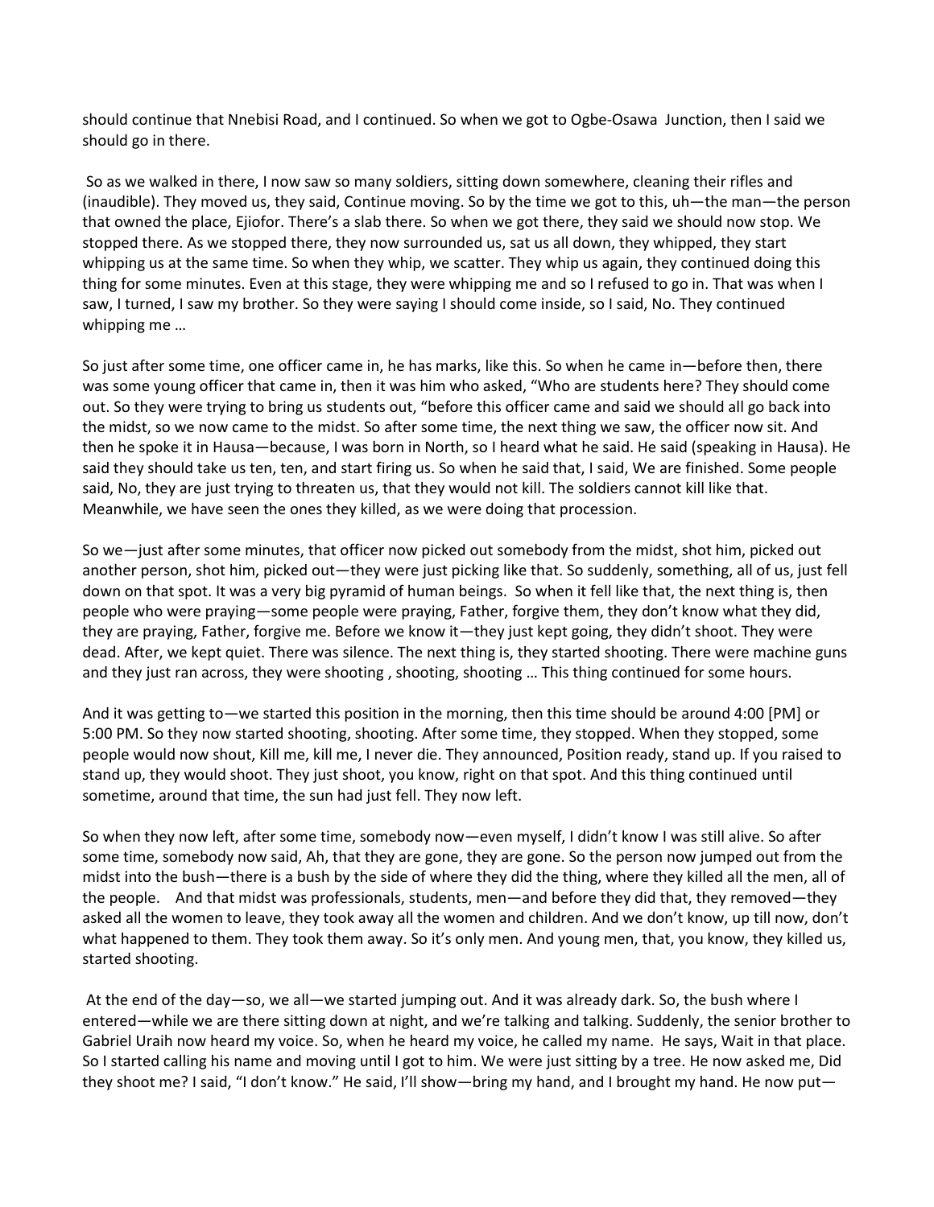should continue that Nnebisi Road, and I continued. So when we got to Ogbe-Osawa Junction, then I said we should go in there.

So as we walked in there, I now saw so many soldiers, sitting down somewhere, cleaning their rifles and (inaudible). They moved us, they said, Continue moving. So by the time we got to this, uh—the man—the person that owned the place, Ejiofor. There's a slab there. So when we got there, they said we should now stop. We stopped there. As we stopped there, they now surrounded us, sat us all down, they whipped, they start whipping us at the same time. So when they whip, we scatter. They whip us again, they continued doing this thing for some minutes. Even at this stage, they were whipping me and so I refused to go in. That was when I saw, I turned, I saw my brother. So they were saying I should come inside, so I said, No. They continued whipping me …

So just after some time, one officer came in, he has marks, like this. So when he came in—before then, there was some young officer that came in, then it was him who asked, "Who are students here? They should come out. So they were trying to bring us students out, "before this officer came and said we should all go back into the midst, so we now came to the midst. So after some time, the next thing we saw, the officer now sit. And then he spoke it in Hausa—because, I was born in North, so I heard what he said. He said (speaking in Hausa). He said they should take us ten, ten, and start firing us. So when he said that, I said, We are finished. Some people said, No, they are just trying to threaten us, that they would not kill. The soldiers cannot kill like that. Meanwhile, we have seen the ones they killed, as we were doing that procession.

So we—just after some minutes, that officer now picked out somebody from the midst, shot him, picked out another person, shot him, picked out—they were just picking like that. So suddenly, something, all of us, just fell down on that spot. It was a very big pyramid of human beings. So when it fell like that, the next thing is, then people who were praying—some people were praying, Father, forgive them, they don't know what they did, they are praying, Father, forgive me. Before we know it—they just kept going, they didn't shoot. They were dead. After, we kept quiet. There was silence. The next thing is, they started shooting. There were machine guns and they just ran across, they were shooting , shooting, shooting … This thing continued for some hours.

And it was getting to—we started this position in the morning, then this time should be around 4:00 [PM] or 5:00 PM. So they now started shooting, shooting. After some time, they stopped. When they stopped, some people would now shout, Kill me, kill me, I never die. They announced, Position ready, stand up. If you raised to stand up, they would shoot. They just shoot, you know, right on that spot. And this thing continued until sometime, around that time, the sun had just fell. They now left.

So when they now left, after some time, somebody now—even myself, I didn't know I was still alive. So after some time, somebody now said, Ah, that they are gone, they are gone. So the person now jumped out from the midst into the bush—there is a bush by the side of where they did the thing, where they killed all the men, all of the people. And that midst was professionals, students, men—and before they did that, they removed—they asked all the women to leave, they took away all the women and children. And we don't know, up till now, don't what happened to them. They took them away. So it's only men. And young men, that, you know, they killed us, started shooting.

At the end of the day—so, we all—we started jumping out. And it was already dark. So, the bush where I entered—while we are there sitting down at night, and we're talking and talking. Suddenly, the senior brother to Gabriel Uraih now heard my voice. So, when he heard my voice, he called my name. He says, Wait in that place. So I started calling his name and moving until I got to him. We were just sitting by a tree. He now asked me, Did they shoot me? I said, "I don't know." He said, I'll show—bring my hand, and I brought my hand. He now put—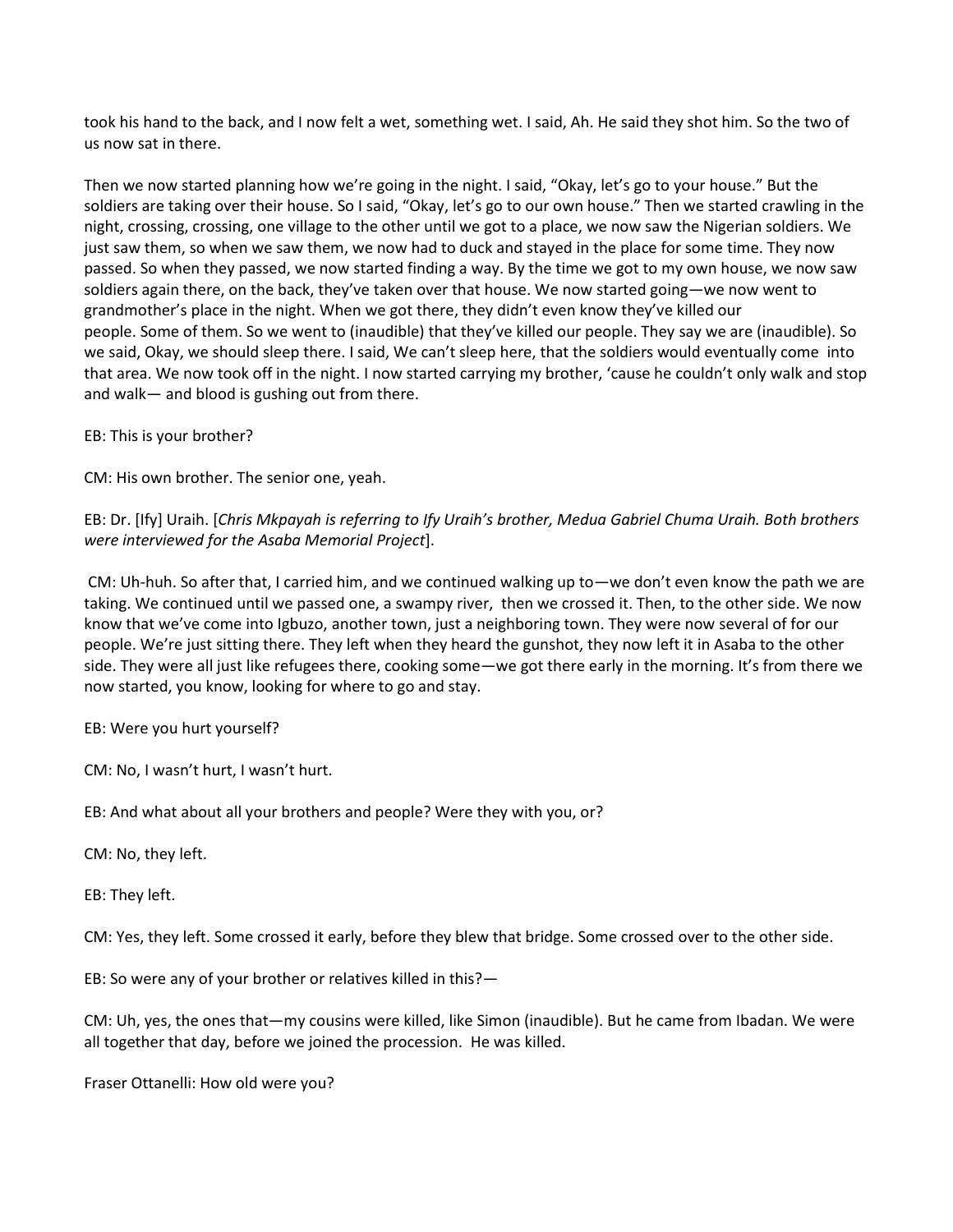took his hand to the back, and I now felt a wet, something wet. I said, Ah. He said they shot him. So the two of us now sat in there.

Then we now started planning how we're going in the night. I said, "Okay, let's go to your house." But the soldiers are taking over their house. So I said, "Okay, let's go to our own house." Then we started crawling in the night, crossing, crossing, one village to the other until we got to a place, we now saw the Nigerian soldiers. We just saw them, so when we saw them, we now had to duck and stayed in the place for some time. They now passed. So when they passed, we now started finding a way. By the time we got to my own house, we now saw soldiers again there, on the back, they've taken over that house. We now started going—we now went to grandmother's place in the night. When we got there, they didn't even know they've killed our people. Some of them. So we went to (inaudible) that they've killed our people. They say we are (inaudible). So we said, Okay, we should sleep there. I said, We can't sleep here, that the soldiers would eventually come into that area. We now took off in the night. I now started carrying my brother, 'cause he couldn't only walk and stop and walk— and blood is gushing out from there.

EB: This is your brother?

CM: His own brother. The senior one, yeah.

EB: Dr. [Ify] Uraih. [*Chris Mkpayah is referring to Ify Uraih's brother, Medua Gabriel Chuma Uraih. Both brothers were interviewed for the Asaba Memorial Project*].

CM: Uh-huh. So after that, I carried him, and we continued walking up to—we don't even know the path we are taking. We continued until we passed one, a swampy river, then we crossed it. Then, to the other side. We now know that we've come into Igbuzo, another town, just a neighboring town. They were now several of for our people. We're just sitting there. They left when they heard the gunshot, they now left it in Asaba to the other side. They were all just like refugees there, cooking some—we got there early in the morning. It's from there we now started, you know, looking for where to go and stay.

EB: Were you hurt yourself?

CM: No, I wasn't hurt, I wasn't hurt.

EB: And what about all your brothers and people? Were they with you, or?

CM: No, they left.

EB: They left.

CM: Yes, they left. Some crossed it early, before they blew that bridge. Some crossed over to the other side.

EB: So were any of your brother or relatives killed in this?—

CM: Uh, yes, the ones that—my cousins were killed, like Simon (inaudible). But he came from Ibadan. We were all together that day, before we joined the procession. He was killed.

Fraser Ottanelli: How old were you?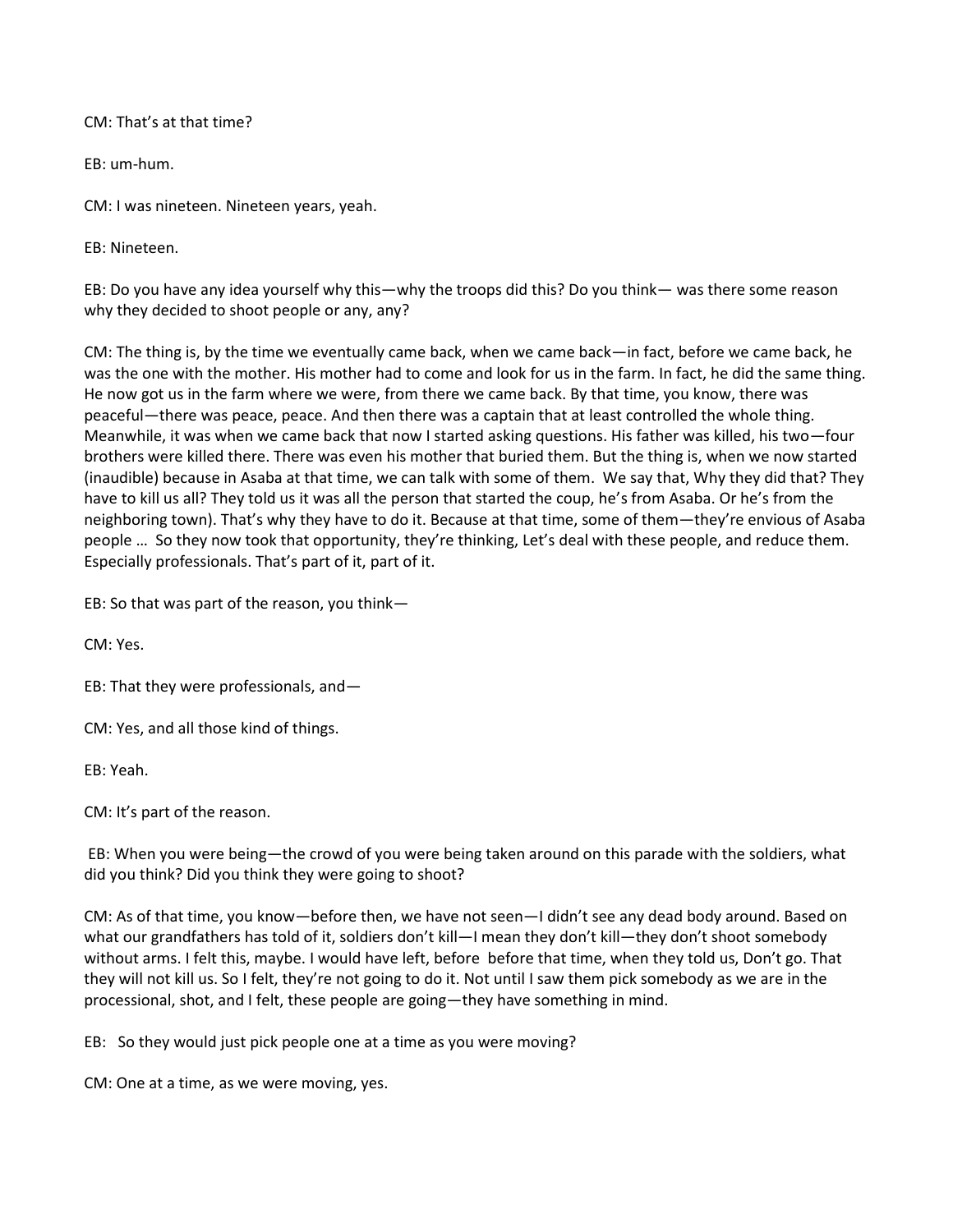CM: That's at that time?

EB: um-hum.

CM: I was nineteen. Nineteen years, yeah.

EB: Nineteen.

EB: Do you have any idea yourself why this—why the troops did this? Do you think— was there some reason why they decided to shoot people or any, any?

CM: The thing is, by the time we eventually came back, when we came back—in fact, before we came back, he was the one with the mother. His mother had to come and look for us in the farm. In fact, he did the same thing. He now got us in the farm where we were, from there we came back. By that time, you know, there was peaceful—there was peace, peace. And then there was a captain that at least controlled the whole thing. Meanwhile, it was when we came back that now I started asking questions. His father was killed, his two—four brothers were killed there. There was even his mother that buried them. But the thing is, when we now started (inaudible) because in Asaba at that time, we can talk with some of them. We say that, Why they did that? They have to kill us all? They told us it was all the person that started the coup, he's from Asaba. Or he's from the neighboring town). That's why they have to do it. Because at that time, some of them—they're envious of Asaba people … So they now took that opportunity, they're thinking, Let's deal with these people, and reduce them. Especially professionals. That's part of it, part of it.

EB: So that was part of the reason, you think—

CM: Yes.

EB: That they were professionals, and—

CM: Yes, and all those kind of things.

EB: Yeah.

CM: It's part of the reason.

EB: When you were being—the crowd of you were being taken around on this parade with the soldiers, what did you think? Did you think they were going to shoot?

CM: As of that time, you know—before then, we have not seen—I didn't see any dead body around. Based on what our grandfathers has told of it, soldiers don't kill—I mean they don't kill—they don't shoot somebody without arms. I felt this, maybe. I would have left, before before that time, when they told us, Don't go. That they will not kill us. So I felt, they're not going to do it. Not until I saw them pick somebody as we are in the processional, shot, and I felt, these people are going—they have something in mind.

EB: So they would just pick people one at a time as you were moving?

CM: One at a time, as we were moving, yes.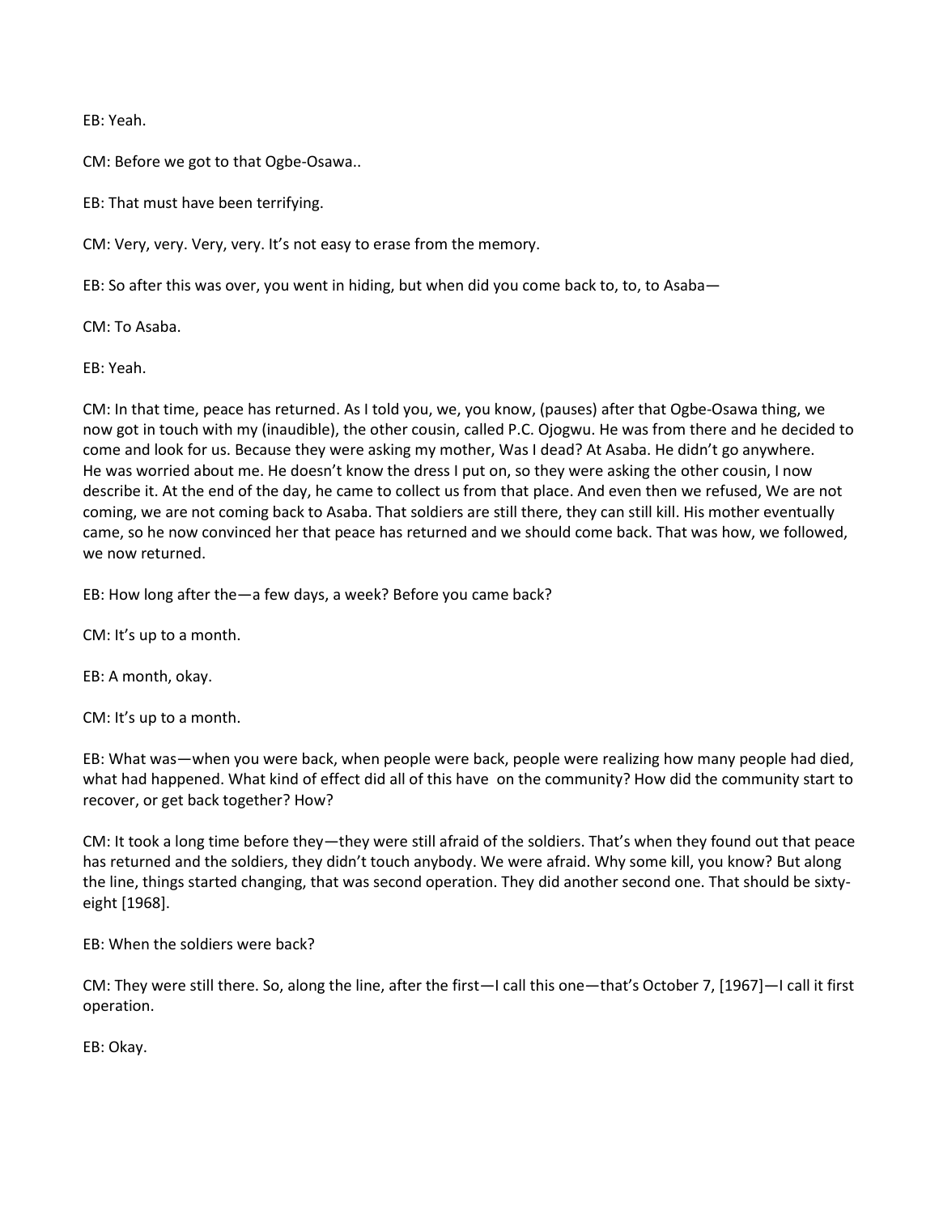EB: Yeah.

CM: Before we got to that Ogbe-Osawa..

EB: That must have been terrifying.

CM: Very, very. Very, very. It's not easy to erase from the memory.

EB: So after this was over, you went in hiding, but when did you come back to, to, to Asaba—

CM: To Asaba.

EB: Yeah.

CM: In that time, peace has returned. As I told you, we, you know, (pauses) after that Ogbe-Osawa thing, we now got in touch with my (inaudible), the other cousin, called P.C. Ojogwu. He was from there and he decided to come and look for us. Because they were asking my mother, Was I dead? At Asaba. He didn't go anywhere. He was worried about me. He doesn't know the dress I put on, so they were asking the other cousin, I now describe it. At the end of the day, he came to collect us from that place. And even then we refused, We are not coming, we are not coming back to Asaba. That soldiers are still there, they can still kill. His mother eventually came, so he now convinced her that peace has returned and we should come back. That was how, we followed, we now returned.

EB: How long after the—a few days, a week? Before you came back?

CM: It's up to a month.

EB: A month, okay.

CM: It's up to a month.

EB: What was—when you were back, when people were back, people were realizing how many people had died, what had happened. What kind of effect did all of this have on the community? How did the community start to recover, or get back together? How?

CM: It took a long time before they—they were still afraid of the soldiers. That's when they found out that peace has returned and the soldiers, they didn't touch anybody. We were afraid. Why some kill, you know? But along the line, things started changing, that was second operation. They did another second one. That should be sixty-eight [1968].

EB: When the soldiers were back?

CM: They were still there. So, along the line, after the first—I call this one—that's October 7, [1967]—I call it first operation.

EB: Okay.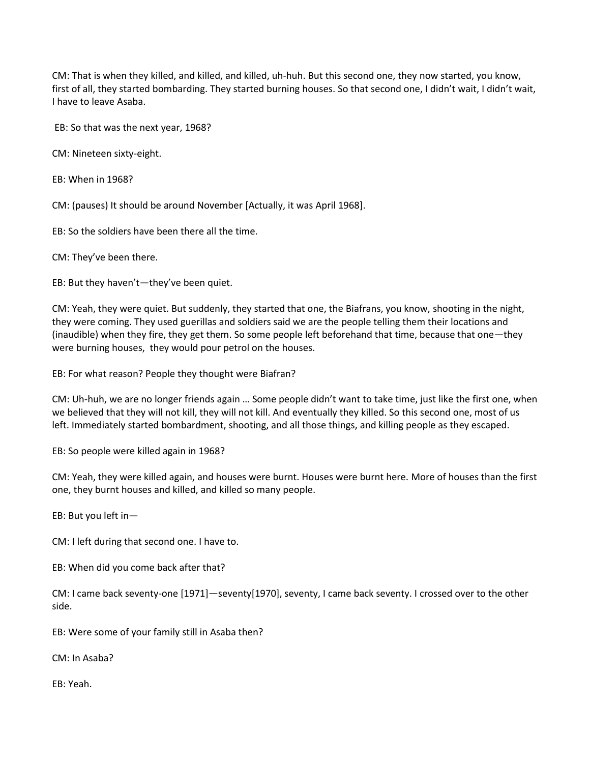CM: That is when they killed, and killed, and killed, uh-huh. But this second one, they now started, you know, first of all, they started bombarding. They started burning houses. So that second one, I didn't wait, I didn't wait, I have to leave Asaba.

EB: So that was the next year, 1968?

CM: Nineteen sixty-eight.

EB: When in 1968?

CM: (pauses) It should be around November [Actually, it was April 1968].

EB: So the soldiers have been there all the time.

CM: They've been there.

EB: But they haven't—they've been quiet.

CM: Yeah, they were quiet. But suddenly, they started that one, the Biafrans, you know, shooting in the night, they were coming. They used guerillas and soldiers said we are the people telling them their locations and (inaudible) when they fire, they get them. So some people left beforehand that time, because that one—they were burning houses, they would pour petrol on the houses.

EB: For what reason? People they thought were Biafran?

CM: Uh-huh, we are no longer friends again … Some people didn't want to take time, just like the first one, when we believed that they will not kill, they will not kill. And eventually they killed. So this second one, most of us left. Immediately started bombardment, shooting, and all those things, and killing people as they escaped.

EB: So people were killed again in 1968?

CM: Yeah, they were killed again, and houses were burnt. Houses were burnt here. More of houses than the first one, they burnt houses and killed, and killed so many people.

EB: But you left in—

CM: I left during that second one. I have to.

EB: When did you come back after that?

CM: I came back seventy-one [1971]—seventy[1970], seventy, I came back seventy. I crossed over to the other side.

EB: Were some of your family still in Asaba then?

CM: In Asaba?

EB: Yeah.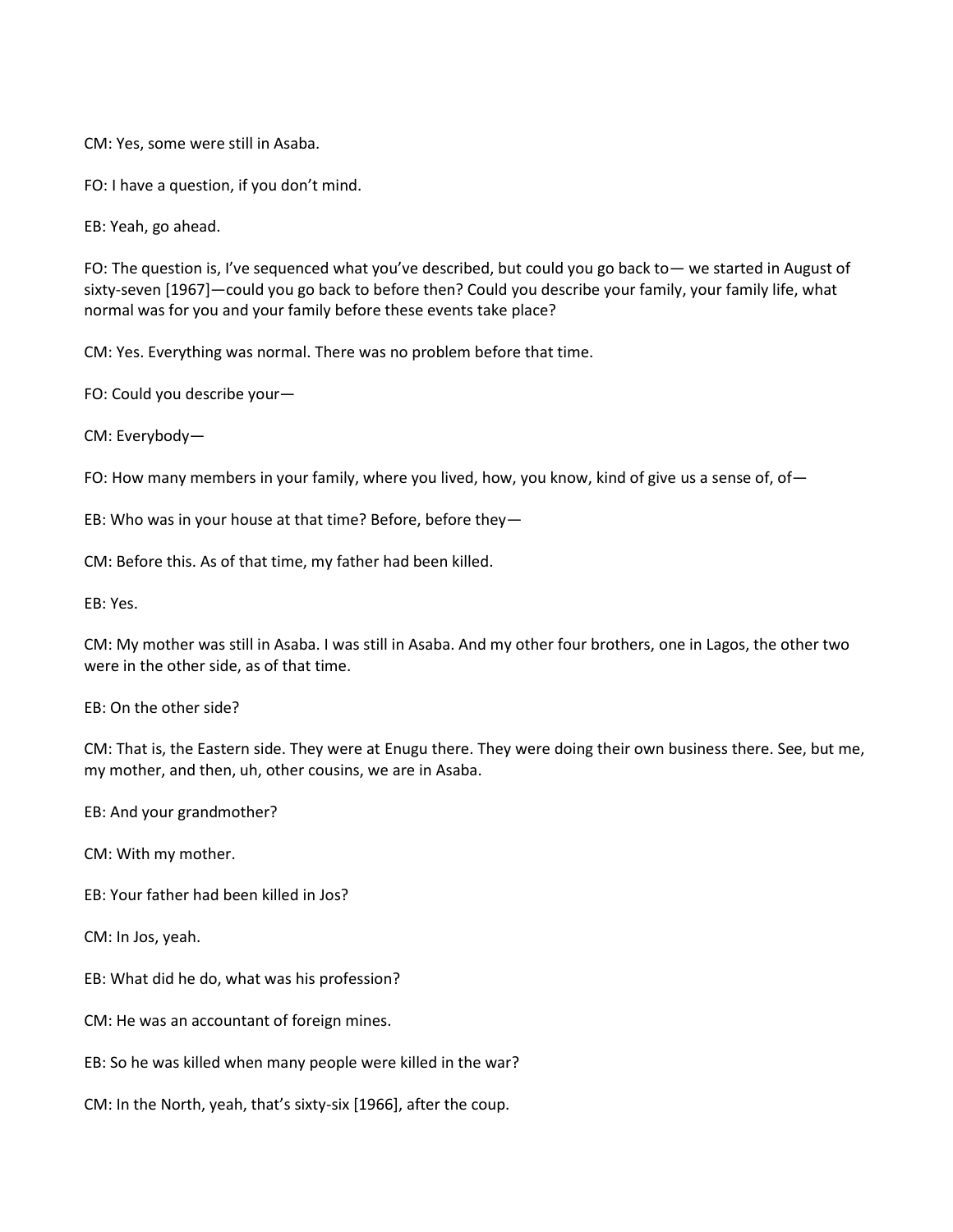CM: Yes, some were still in Asaba.

FO: I have a question, if you don't mind.

EB: Yeah, go ahead.

FO: The question is, I've sequenced what you've described, but could you go back to— we started in August of sixty-seven [1967]—could you go back to before then? Could you describe your family, your family life, what normal was for you and your family before these events take place?

CM: Yes. Everything was normal. There was no problem before that time.

FO: Could you describe your—

CM: Everybody—

FO: How many members in your family, where you lived, how, you know, kind of give us a sense of, of—

EB: Who was in your house at that time? Before, before they—

CM: Before this. As of that time, my father had been killed.

EB: Yes.

CM: My mother was still in Asaba. I was still in Asaba. And my other four brothers, one in Lagos, the other two were in the other side, as of that time.

EB: On the other side?

CM: That is, the Eastern side. They were at Enugu there. They were doing their own business there. See, but me, my mother, and then, uh, other cousins, we are in Asaba.

EB: And your grandmother?

CM: With my mother.

EB: Your father had been killed in Jos?

CM: In Jos, yeah.

EB: What did he do, what was his profession?

CM: He was an accountant of foreign mines.

EB: So he was killed when many people were killed in the war?

CM: In the North, yeah, that's sixty-six [1966], after the coup.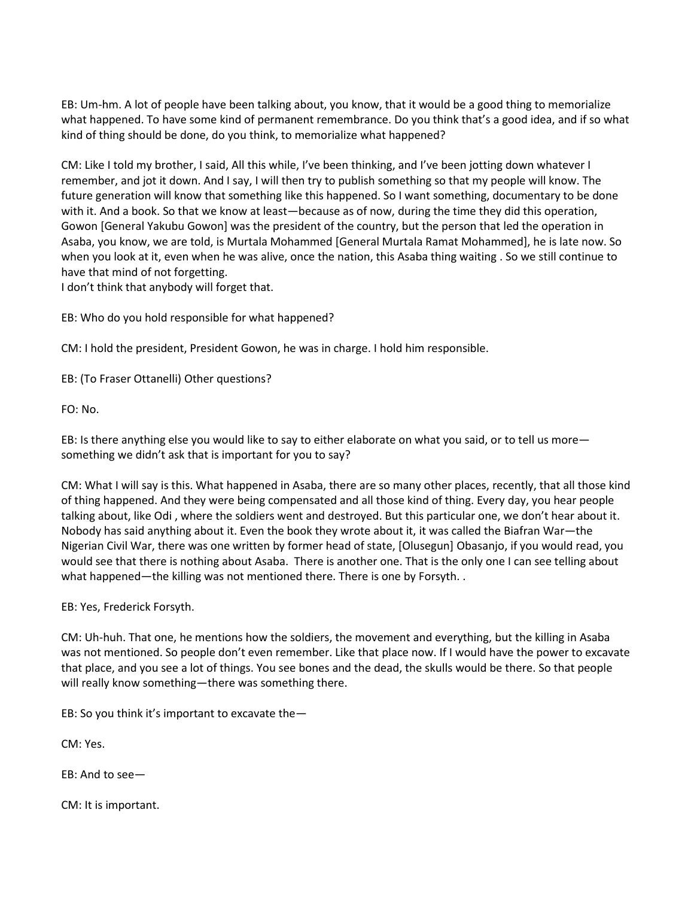EB: Um-hm. A lot of people have been talking about, you know, that it would be a good thing to memorialize what happened. To have some kind of permanent remembrance. Do you think that's a good idea, and if so what kind of thing should be done, do you think, to memorialize what happened?

CM: Like I told my brother, I said, All this while, I've been thinking, and I've been jotting down whatever I remember, and jot it down. And I say, I will then try to publish something so that my people will know. The future generation will know that something like this happened. So I want something, documentary to be done with it. And a book. So that we know at least—because as of now, during the time they did this operation, Gowon [General Yakubu Gowon] was the president of the country, but the person that led the operation in Asaba, you know, we are told, is Murtala Mohammed [General Murtala Ramat Mohammed], he is late now. So when you look at it, even when he was alive, once the nation, this Asaba thing waiting . So we still continue to have that mind of not forgetting.
I don't think that anybody will forget that.

EB: Who do you hold responsible for what happened?

CM: I hold the president, President Gowon, he was in charge. I hold him responsible.

EB: (To Fraser Ottanelli) Other questions?

FO: No.

EB: Is there anything else you would like to say to either elaborate on what you said, or to tell us more—something we didn't ask that is important for you to say?

CM: What I will say is this. What happened in Asaba, there are so many other places, recently, that all those kind of thing happened. And they were being compensated and all those kind of thing. Every day, you hear people talking about, like Odi , where the soldiers went and destroyed. But this particular one, we don't hear about it. Nobody has said anything about it. Even the book they wrote about it, it was called the Biafran War—the Nigerian Civil War, there was one written by former head of state, [Olusegun] Obasanjo, if you would read, you would see that there is nothing about Asaba. There is another one. That is the only one I can see telling about what happened—the killing was not mentioned there. There is one by Forsyth. .

EB: Yes, Frederick Forsyth.

CM: Uh-huh. That one, he mentions how the soldiers, the movement and everything, but the killing in Asaba was not mentioned. So people don't even remember. Like that place now. If I would have the power to excavate that place, and you see a lot of things. You see bones and the dead, the skulls would be there. So that people will really know something—there was something there.

EB: So you think it's important to excavate the—

CM: Yes.

EB: And to see—

CM: It is important.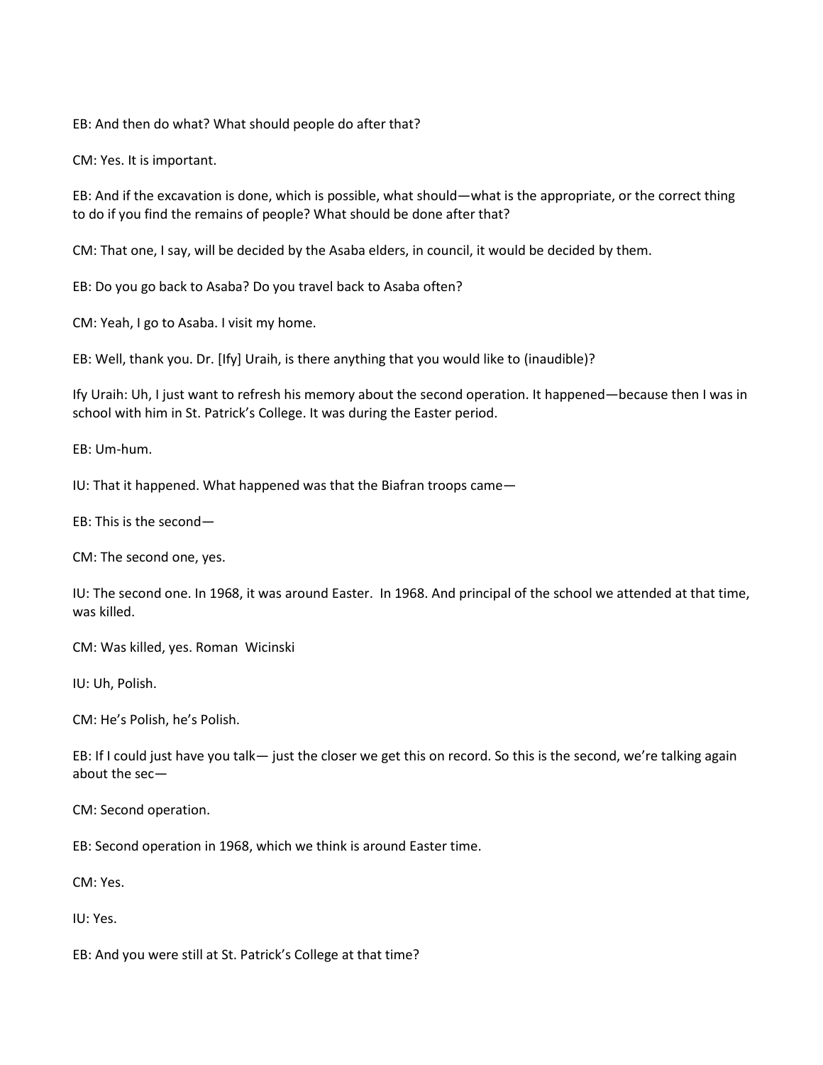EB: And then do what? What should people do after that?

CM: Yes. It is important.

EB: And if the excavation is done, which is possible, what should—what is the appropriate, or the correct thing to do if you find the remains of people? What should be done after that?

CM: That one, I say, will be decided by the Asaba elders, in council, it would be decided by them.

EB: Do you go back to Asaba? Do you travel back to Asaba often?

CM: Yeah, I go to Asaba. I visit my home.

EB: Well, thank you. Dr. [Ify] Uraih, is there anything that you would like to (inaudible)?

Ify Uraih: Uh, I just want to refresh his memory about the second operation. It happened—because then I was in school with him in St. Patrick's College. It was during the Easter period.

EB: Um-hum.

IU: That it happened. What happened was that the Biafran troops came—

EB: This is the second—

CM: The second one, yes.

IU: The second one. In 1968, it was around Easter. In 1968. And principal of the school we attended at that time, was killed.

CM: Was killed, yes. Roman Wicinski

IU: Uh, Polish.

CM: He's Polish, he's Polish.

EB: If I could just have you talk— just the closer we get this on record. So this is the second, we're talking again about the sec—

CM: Second operation.

EB: Second operation in 1968, which we think is around Easter time.

CM: Yes.

IU: Yes.

EB: And you were still at St. Patrick's College at that time?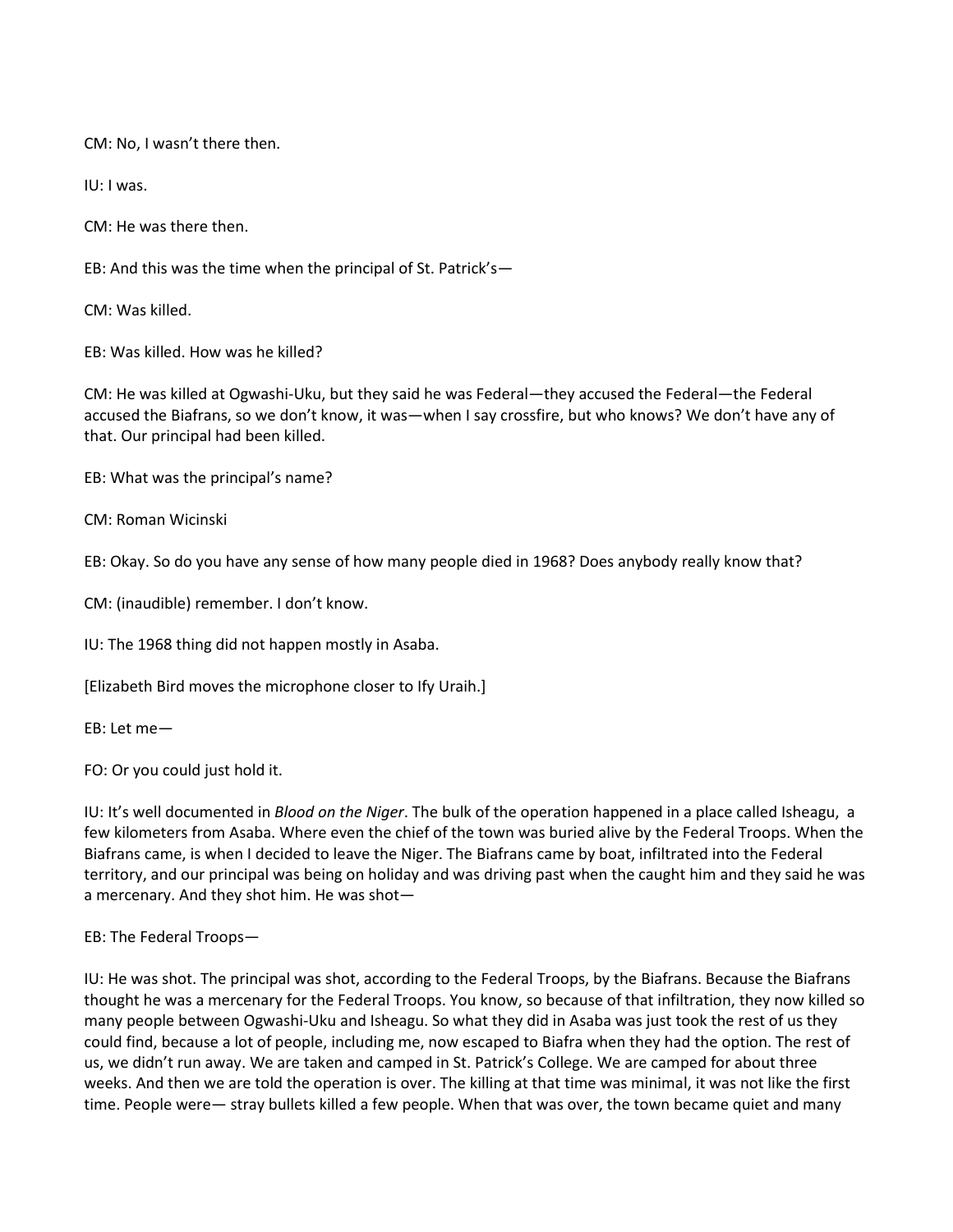CM: No, I wasn't there then.

IU: I was.

CM: He was there then.

EB: And this was the time when the principal of St. Patrick's—

CM: Was killed.

EB: Was killed. How was he killed?

CM: He was killed at Ogwashi-Uku, but they said he was Federal—they accused the Federal—the Federal accused the Biafrans, so we don't know, it was—when I say crossfire, but who knows? We don't have any of that. Our principal had been killed.

EB: What was the principal's name?

CM: Roman Wicinski

EB: Okay. So do you have any sense of how many people died in 1968? Does anybody really know that?

CM: (inaudible) remember. I don't know.

IU: The 1968 thing did not happen mostly in Asaba.

[Elizabeth Bird moves the microphone closer to Ify Uraih.]

EB: Let me—

FO: Or you could just hold it.

IU: It's well documented in *Blood on the Niger*. The bulk of the operation happened in a place called Isheagu, a few kilometers from Asaba. Where even the chief of the town was buried alive by the Federal Troops. When the Biafrans came, is when I decided to leave the Niger. The Biafrans came by boat, infiltrated into the Federal territory, and our principal was being on holiday and was driving past when the caught him and they said he was a mercenary. And they shot him. He was shot—

EB: The Federal Troops—

IU: He was shot. The principal was shot, according to the Federal Troops, by the Biafrans. Because the Biafrans thought he was a mercenary for the Federal Troops. You know, so because of that infiltration, they now killed so many people between Ogwashi-Uku and Isheagu. So what they did in Asaba was just took the rest of us they could find, because a lot of people, including me, now escaped to Biafra when they had the option. The rest of us, we didn't run away. We are taken and camped in St. Patrick's College. We are camped for about three weeks. And then we are told the operation is over. The killing at that time was minimal, it was not like the first time. People were— stray bullets killed a few people. When that was over, the town became quiet and many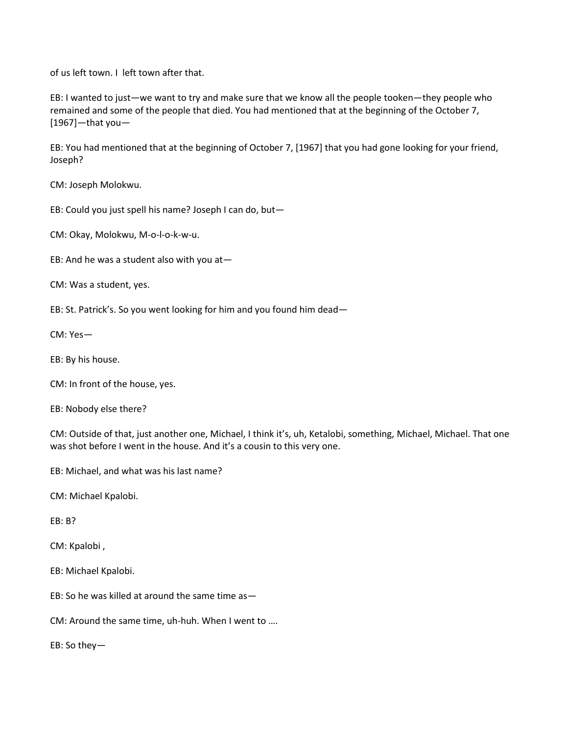of us left town. I left town after that.

EB: I wanted to just—we want to try and make sure that we know all the people tooken—they people who remained and some of the people that died. You had mentioned that at the beginning of the October 7, [1967]—that you—

EB: You had mentioned that at the beginning of October 7, [1967] that you had gone looking for your friend, Joseph?

CM: Joseph Molokwu.

EB: Could you just spell his name? Joseph I can do, but—

CM: Okay, Molokwu, M-o-l-o-k-w-u.

EB: And he was a student also with you at—

CM: Was a student, yes.

EB: St. Patrick's. So you went looking for him and you found him dead—

CM: Yes—

EB: By his house.

CM: In front of the house, yes.

EB: Nobody else there?

CM: Outside of that, just another one, Michael, I think it's, uh, Ketalobi, something, Michael, Michael. That one was shot before I went in the house. And it's a cousin to this very one.

EB: Michael, and what was his last name?

CM: Michael Kpalobi.

EB: B?

CM: Kpalobi ,

EB: Michael Kpalobi.

EB: So he was killed at around the same time as—

CM: Around the same time, uh-huh. When I went to ….

EB: So they—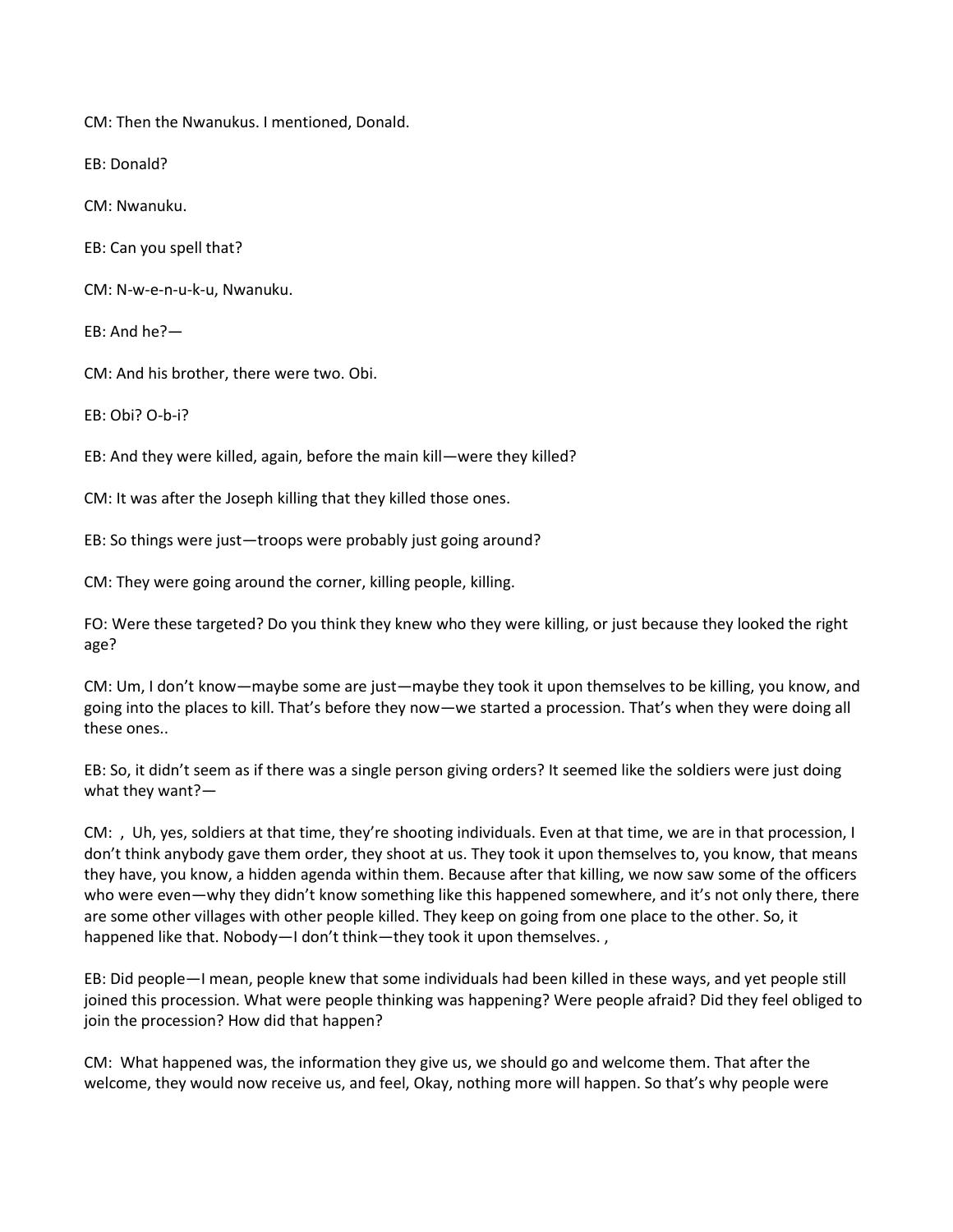CM: Then the Nwanukus. I mentioned, Donald.

EB: Donald?

CM: Nwanuku.

EB: Can you spell that?

CM: N-w-e-n-u-k-u, Nwanuku.

EB: And he?—

CM: And his brother, there were two. Obi.

EB: Obi? O-b-i?

EB: And they were killed, again, before the main kill—were they killed?

CM: It was after the Joseph killing that they killed those ones.

EB: So things were just—troops were probably just going around?

CM: They were going around the corner, killing people, killing.

FO: Were these targeted? Do you think they knew who they were killing, or just because they looked the right age?

CM: Um, I don't know—maybe some are just—maybe they took it upon themselves to be killing, you know, and going into the places to kill. That's before they now—we started a procession. That's when they were doing all these ones..

EB: So, it didn't seem as if there was a single person giving orders? It seemed like the soldiers were just doing what they want?—

CM: , Uh, yes, soldiers at that time, they're shooting individuals. Even at that time, we are in that procession, I don't think anybody gave them order, they shoot at us. They took it upon themselves to, you know, that means they have, you know, a hidden agenda within them. Because after that killing, we now saw some of the officers who were even—why they didn't know something like this happened somewhere, and it's not only there, there are some other villages with other people killed. They keep on going from one place to the other. So, it happened like that. Nobody—I don't think—they took it upon themselves. ,

EB: Did people—I mean, people knew that some individuals had been killed in these ways, and yet people still joined this procession. What were people thinking was happening? Were people afraid? Did they feel obliged to join the procession? How did that happen?

CM: What happened was, the information they give us, we should go and welcome them. That after the welcome, they would now receive us, and feel, Okay, nothing more will happen. So that's why people were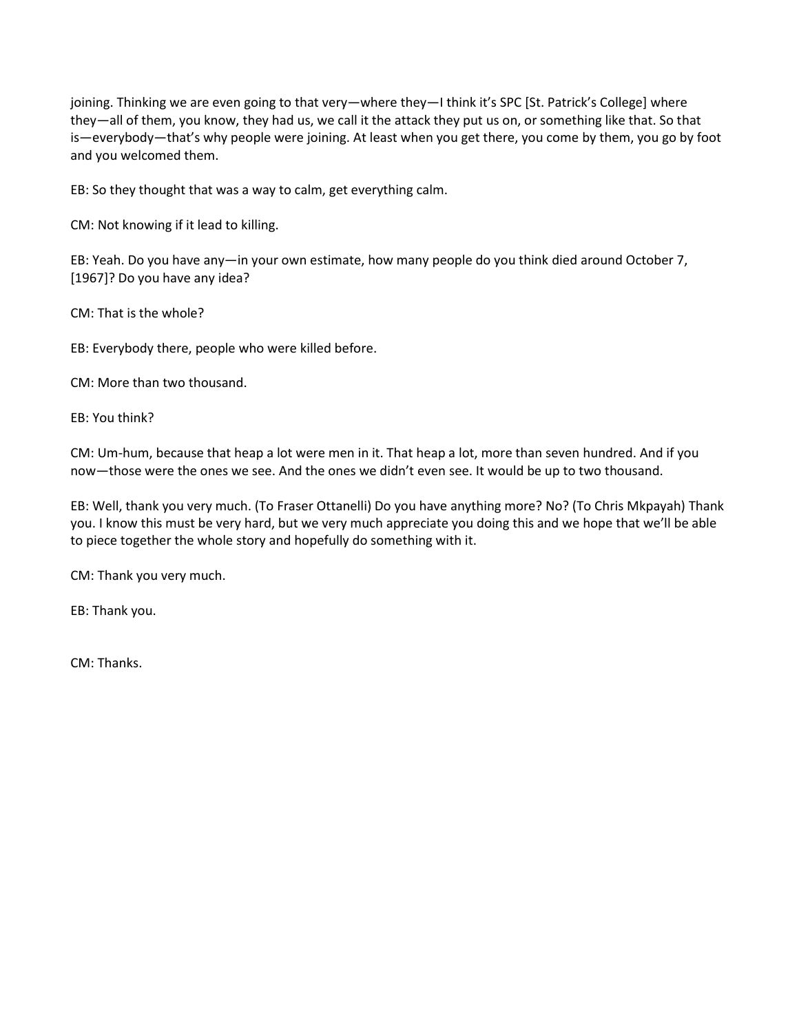joining. Thinking we are even going to that very—where they—I think it's SPC [St. Patrick's College] where they—all of them, you know, they had us, we call it the attack they put us on, or something like that. So that is—everybody—that's why people were joining. At least when you get there, you come by them, you go by foot and you welcomed them.

EB: So they thought that was a way to calm, get everything calm.

CM: Not knowing if it lead to killing.

EB: Yeah. Do you have any—in your own estimate, how many people do you think died around October 7, [1967]? Do you have any idea?

CM: That is the whole?

EB: Everybody there, people who were killed before.

CM: More than two thousand.

EB: You think?

CM: Um-hum, because that heap a lot were men in it. That heap a lot, more than seven hundred. And if you now—those were the ones we see. And the ones we didn't even see. It would be up to two thousand.

EB: Well, thank you very much. (To Fraser Ottanelli) Do you have anything more? No? (To Chris Mkpayah) Thank you. I know this must be very hard, but we very much appreciate you doing this and we hope that we'll be able to piece together the whole story and hopefully do something with it.

CM: Thank you very much.

EB: Thank you.

CM: Thanks.